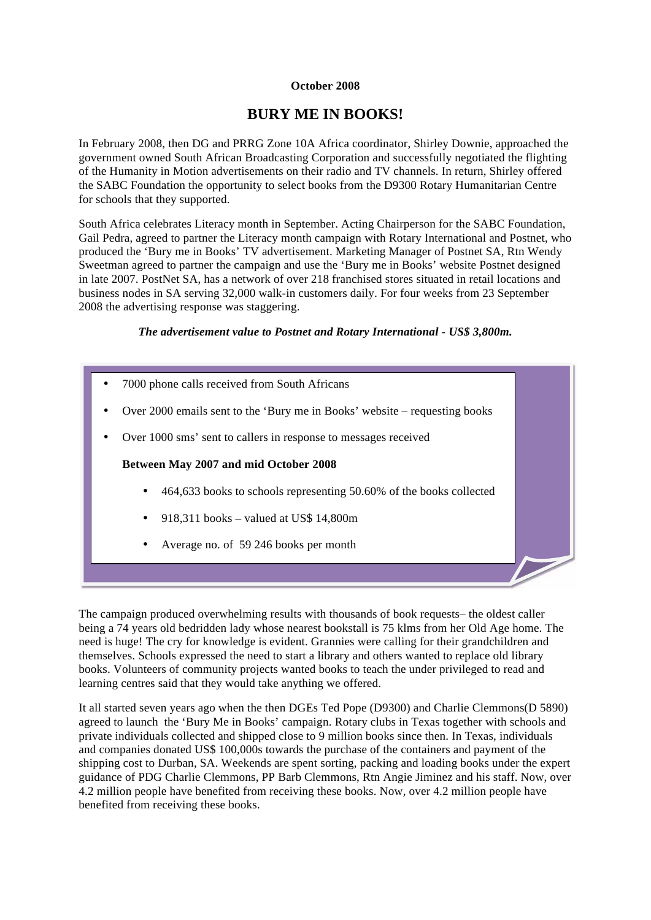**October 2008**

# BURY ME IN BOOKS!

In February 2008, then DG and PRRG Zone 10A Africa coordinator, Shirley Downie, approached the government owned South African Broadcasting Corporation and successfully negotiated the flighting of the Humanity in Motion advertisements on their radio and TV channels. In return, Shirley offered the SABC Foundation the opportunity to select books from the D9300 Rotary Humanitarian Centre for schools that they supported.

South Africa celebrates Literacy month in September. Acting Chairperson for the SABC Foundation, Gail Pedra, agreed to partner the Literacy month campaign with Rotary International and Postnet, who produced the 'Bury me in Books' TV advertisement. Marketing Manager of Postnet SA, Rtn Wendy Sweetman agreed to partner the campaign and use the 'Bury me in Books' website Postnet designed in late 2007. PostNet SA, has a network of over 218 franchised stores situated in retail locations and business nodes in SA serving 32,000 walk-in customers daily. For four weeks from 23 September 2008 the advertising response was staggering.

***The advertisement value to Postnet and Rotary International - US$ 3,800m.***

- 7000 phone calls received from South Africans
- Over 2000 emails sent to the 'Bury me in Books' website – requesting books
- Over 1000 sms' sent to callers in response to messages received

**Between May 2007 and mid October 2008**

- 464,633 books to schools representing 50.60% of the books collected
- 918,311 books – valued at US$ 14,800m
- Average no. of 59 246 books per month

The campaign produced overwhelming results with thousands of book requests– the oldest caller being a 74 years old bedridden lady whose nearest bookstall is 75 klms from her Old Age home. The need is huge! The cry for knowledge is evident. Grannies were calling for their grandchildren and themselves. Schools expressed the need to start a library and others wanted to replace old library books. Volunteers of community projects wanted books to teach the under privileged to read and learning centres said that they would take anything we offered.

It all started seven years ago when the then DGEs Ted Pope (D9300) and Charlie Clemmons(D 5890) agreed to launch the 'Bury Me in Books' campaign. Rotary clubs in Texas together with schools and private individuals collected and shipped close to 9 million books since then. In Texas, individuals and companies donated US$ 100,000s towards the purchase of the containers and payment of the shipping cost to Durban, SA. Weekends are spent sorting, packing and loading books under the expert guidance of PDG Charlie Clemmons, PP Barb Clemmons, Rtn Angie Jiminez and his staff. Now, over 4.2 million people have benefited from receiving these books. Now, over 4.2 million people have benefited from receiving these books.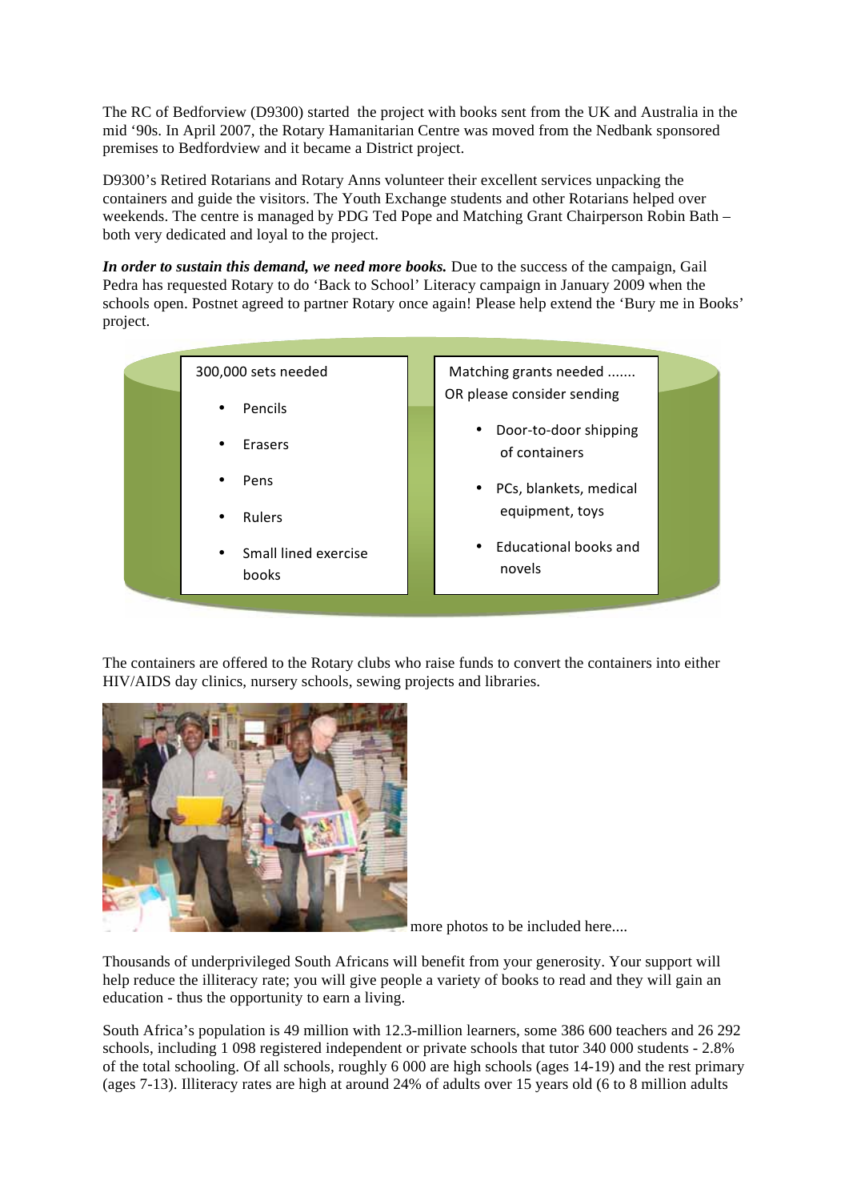The RC of Bedforview (D9300) started the project with books sent from the UK and Australia in the mid '90s. In April 2007, the Rotary Hamanitarian Centre was moved from the Nedbank sponsored premises to Bedfordview and it became a District project.

D9300's Retired Rotarians and Rotary Anns volunteer their excellent services unpacking the containers and guide the visitors. The Youth Exchange students and other Rotarians helped over weekends. The centre is managed by PDG Ted Pope and Matching Grant Chairperson Robin Bath – both very dedicated and loyal to the project.

***In order to sustain this demand, we need more books.*** Due to the success of the campaign, Gail Pedra has requested Rotary to do 'Back to School' Literacy campaign in January 2009 when the schools open. Postnet agreed to partner Rotary once again! Please help extend the 'Bury me in Books' project.

300,000 sets needed

- Pencils
- Erasers
- Pens
- Rulers
- Small lined exercise books

Matching grants needed .......
OR please consider sending

- Door-to-door shipping of containers
- PCs, blankets, medical equipment, toys
- Educational books and novels

The containers are offered to the Rotary clubs who raise funds to convert the containers into either HIV/AIDS day clinics, nursery schools, sewing projects and libraries.

more photos to be included here....

Thousands of underprivileged South Africans will benefit from your generosity. Your support will help reduce the illiteracy rate; you will give people a variety of books to read and they will gain an education - thus the opportunity to earn a living.

South Africa's population is 49 million with 12.3-million learners, some 386 600 teachers and 26 292 schools, including 1 098 registered independent or private schools that tutor 340 000 students - 2.8% of the total schooling. Of all schools, roughly 6 000 are high schools (ages 14-19) and the rest primary (ages 7-13). Illiteracy rates are high at around 24% of adults over 15 years old (6 to 8 million adults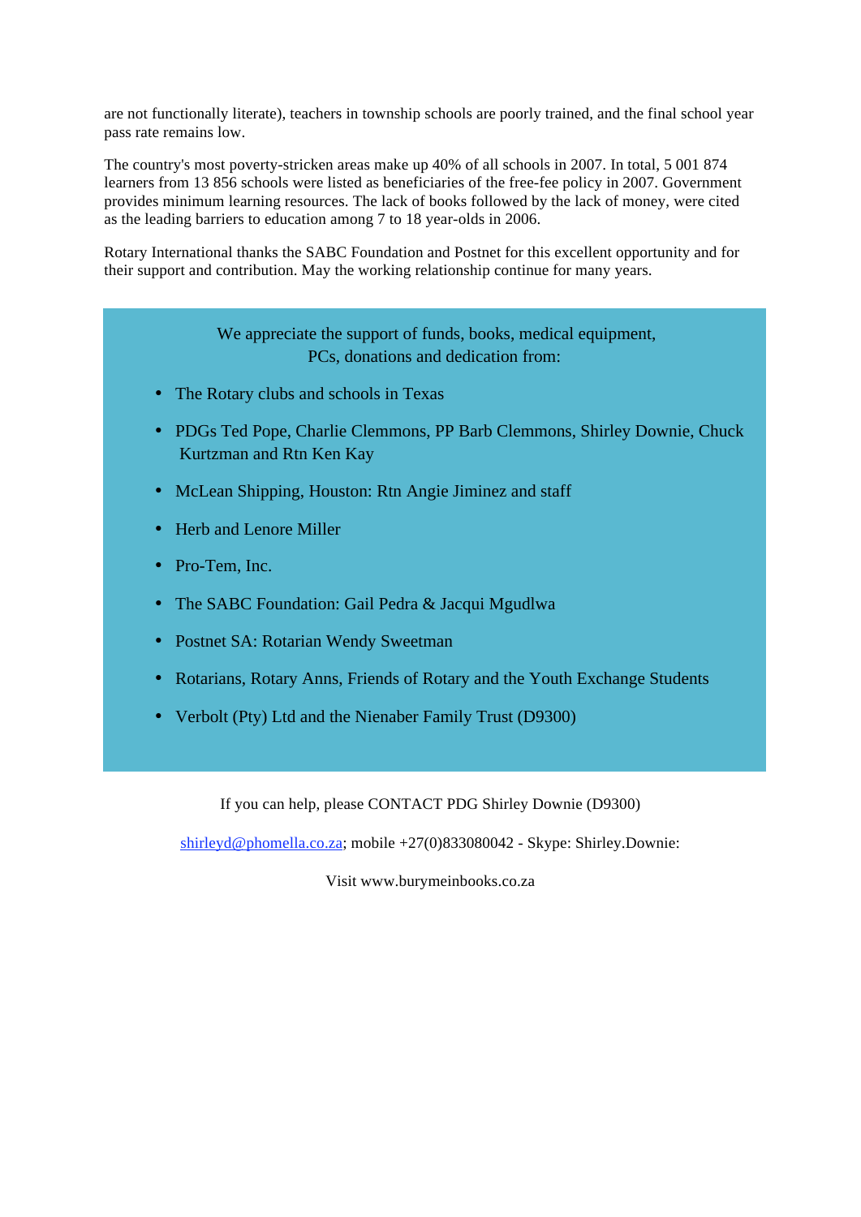are not functionally literate), teachers in township schools are poorly trained, and the final school year pass rate remains low.

The country's most poverty-stricken areas make up 40% of all schools in 2007. In total, 5 001 874 learners from 13 856 schools were listed as beneficiaries of the free-fee policy in 2007. Government provides minimum learning resources. The lack of books followed by the lack of money, were cited as the leading barriers to education among 7 to 18 year-olds in 2006.

Rotary International thanks the SABC Foundation and Postnet for this excellent opportunity and for their support and contribution. May the working relationship continue for many years.

We appreciate the support of funds, books, medical equipment, PCs, donations and dedication from:

- The Rotary clubs and schools in Texas
- PDGs Ted Pope, Charlie Clemmons, PP Barb Clemmons, Shirley Downie, Chuck Kurtzman and Rtn Ken Kay
- McLean Shipping, Houston: Rtn Angie Jiminez and staff
- Herb and Lenore Miller
- Pro-Tem, Inc.
- The SABC Foundation: Gail Pedra & Jacqui Mgudlwa
- Postnet SA: Rotarian Wendy Sweetman
- Rotarians, Rotary Anns, Friends of Rotary and the Youth Exchange Students
- Verbolt (Pty) Ltd and the Nienaber Family Trust (D9300)

If you can help, please CONTACT PDG Shirley Downie (D9300)

shirleyd@phomella.co.za; mobile +27(0)833080042 - Skype: Shirley.Downie:

Visit www.burymeinbooks.co.za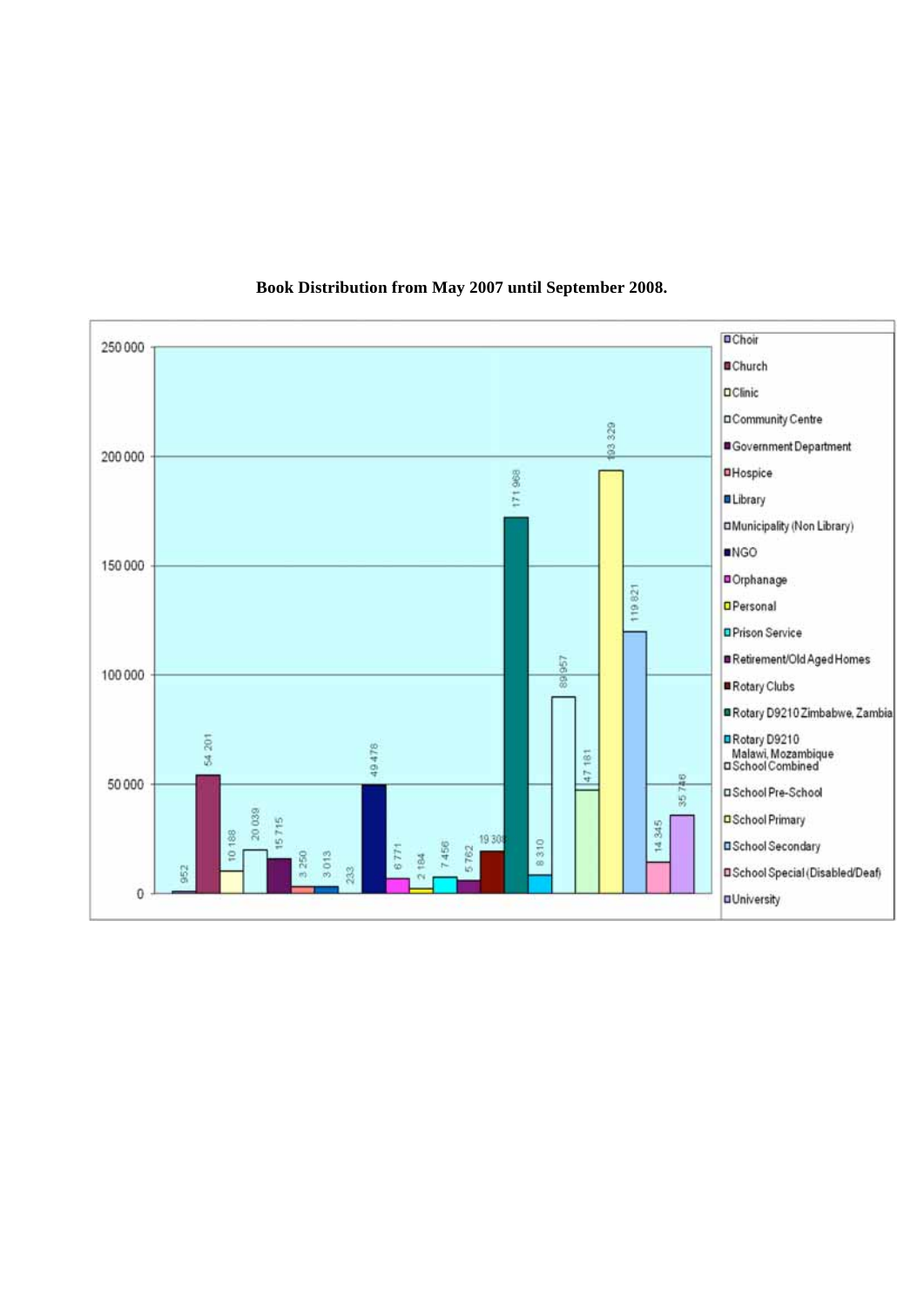**Book Distribution from May 2007 until September 2008.**

250 000
200 000
150 000
100 000
50 000
0

952
54 201
10 188
20 039
15 715
3 250
3 013
233
49 478
6 771
2 184
7 456
5 762
19 308
171 968
8 310
89 957
47 181
193 329
119 821
14 345
35 746

Choir
Church
Clinic
Community Centre
Government Department
Hospice
Library
Municipality (Non Library)
NGO
Orphanage
Personal
Prison Service
Retirement/Old Aged Homes
Rotary Clubs
Rotary D9210 Zimbabwe, Zambia
Rotary D9210 Malawi, Mozambique
School Combined
School Pre-School
School Primary
School Secondary
School Special (Disabled/Deaf)
University